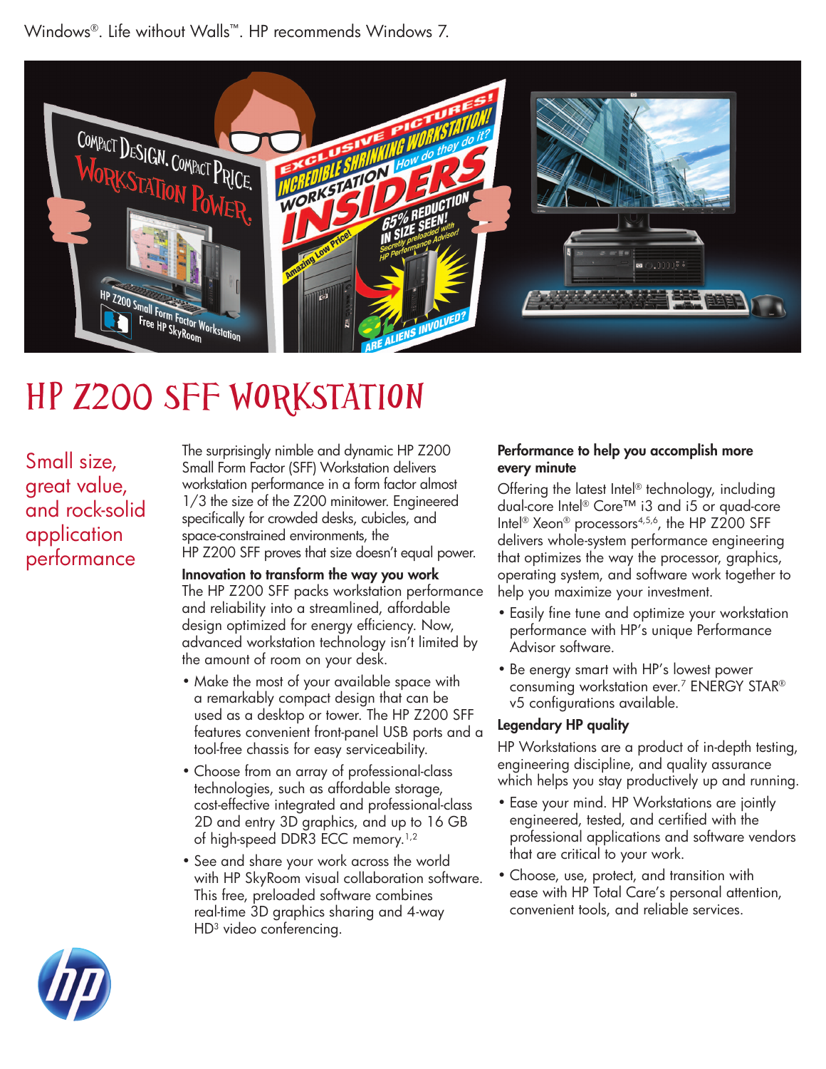Windows®. Life without Walls™. HP recommends Windows 7.

# HP Z200 SFF Workstation

## Small size, great value, and rock-solid application performance

The surprisingly nimble and dynamic HP Z200 Small Form Factor (SFF) Workstation delivers workstation performance in a form factor almost 1/3 the size of the Z200 minitower. Engineered specifically for crowded desks, cubicles, and space-constrained environments, the HP Z200 SFF proves that size doesn't equal power.

### Innovation to transform the way you work

The HP Z200 SFF packs workstation performance and reliability into a streamlined, affordable design optimized for energy efficiency. Now, advanced workstation technology isn't limited by the amount of room on your desk.

- Make the most of your available space with a remarkably compact design that can be used as a desktop or tower. The HP Z200 SFF features convenient front-panel USB ports and a tool-free chassis for easy serviceability.
- Choose from an array of professional-class technologies, such as affordable storage, cost-effective integrated and professional-class 2D and entry 3D graphics, and up to 16 GB of high-speed DDR3 ECC memory.[1,2]
- See and share your work across the world with HP SkyRoom visual collaboration software. This free, preloaded software combines real-time 3D graphics sharing and 4-way HD[3] video conferencing.

### Performance to help you accomplish more every minute

Offering the latest Intel® technology, including dual-core Intel® Core™ i3 and i5 or quad-core Intel® Xeon® processors[4,5,6], the HP Z200 SFF delivers whole-system performance engineering that optimizes the way the processor, graphics, operating system, and software work together to help you maximize your investment.

- Easily fine tune and optimize your workstation performance with HP's unique Performance Advisor software.
- Be energy smart with HP's lowest power consuming workstation ever.[7] ENERGY STAR® v5 configurations available.

### Legendary HP quality

HP Workstations are a product of in-depth testing, engineering discipline, and quality assurance which helps you stay productively up and running.

- Ease your mind. HP Workstations are jointly engineered, tested, and certified with the professional applications and software vendors that are critical to your work.
- Choose, use, protect, and transition with ease with HP Total Care's personal attention, convenient tools, and reliable services.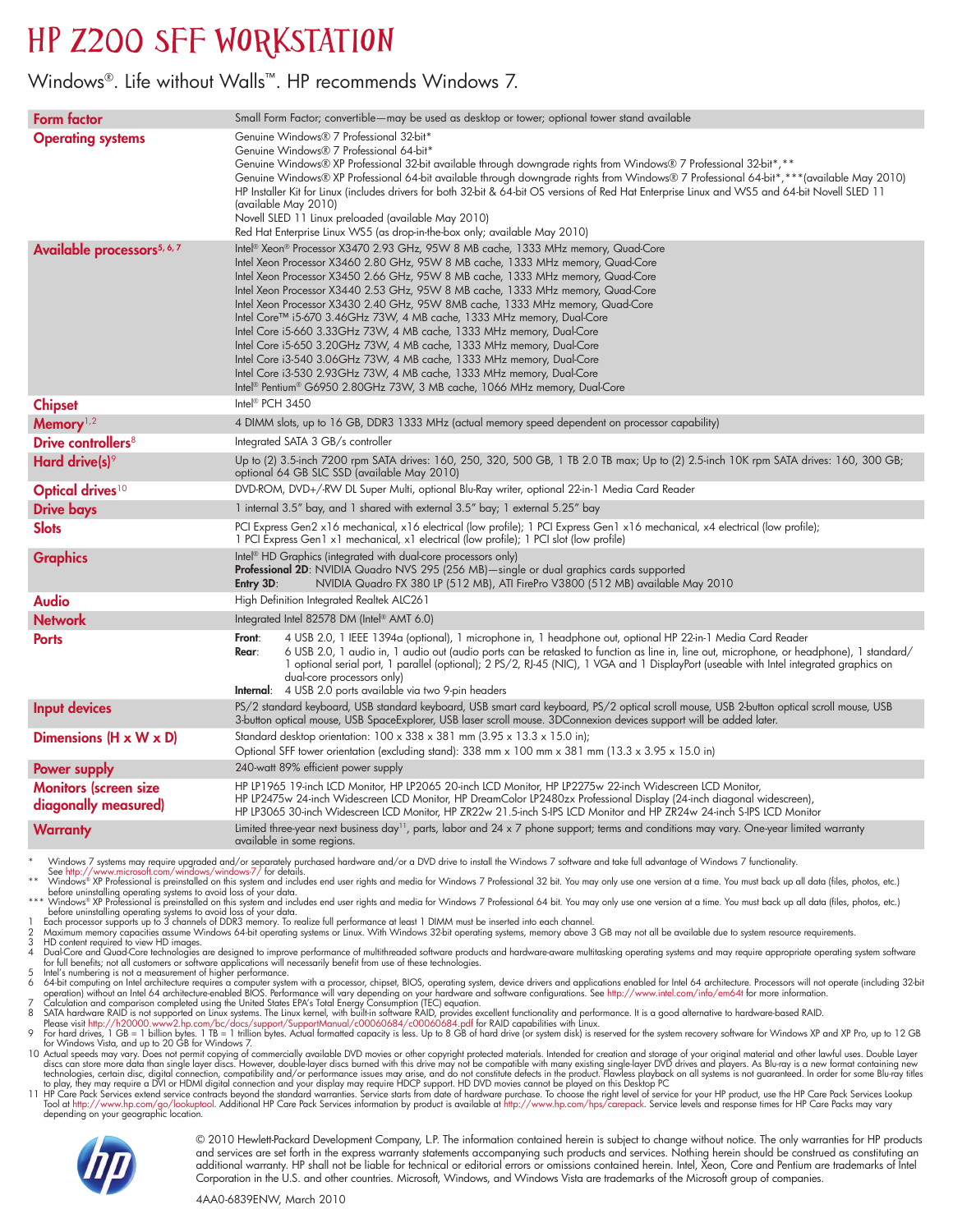# HP Z200 SFF WORKSTATION

Windows®. Life without Walls™. HP recommends Windows 7.

| | |
|---|---|
| **Form factor** | Small Form Factor; convertible—may be used as desktop or tower; optional tower stand available |
| **Operating systems** | Genuine Windows® 7 Professional 32-bit*<br>Genuine Windows® 7 Professional 64-bit*<br>Genuine Windows® XP Professional 32-bit available through downgrade rights from Windows® 7 Professional 32-bit*,**<br>Genuine Windows® XP Professional 64-bit available through downgrade rights from Windows® 7 Professional 64-bit*,***(available May 2010)<br>HP Installer Kit for Linux (includes drivers for both 32-bit & 64-bit OS versions of Red Hat Enterprise Linux and WS5 and 64-bit Novell SLED 11 (available May 2010)<br>Novell SLED 11 Linux preloaded (available May 2010)<br>Red Hat Enterprise Linux WS5 (as drop-in-the-box only; available May 2010) |
| **Available processors**[5, 6, 7] | Intel® Xeon® Processor X3470 2.93 GHz, 95W 8 MB cache, 1333 MHz memory, Quad-Core<br>Intel Xeon Processor X3460 2.80 GHz, 95W 8 MB cache, 1333 MHz memory, Quad-Core<br>Intel Xeon Processor X3450 2.66 GHz, 95W 8 MB cache, 1333 MHz memory, Quad-Core<br>Intel Xeon Processor X3440 2.53 GHz, 95W 8 MB cache, 1333 MHz memory, Quad-Core<br>Intel Xeon Processor X3430 2.40 GHz, 95W 8MB cache, 1333 MHz memory, Quad-Core<br>Intel Core™ i5-670 3.46GHz 73W, 4 MB cache, 1333 MHz memory, Dual-Core<br>Intel Core i5-660 3.33GHz 73W, 4 MB cache, 1333 MHz memory, Dual-Core<br>Intel Core i5-650 3.20GHz 73W, 4 MB cache, 1333 MHz memory, Dual-Core<br>Intel Core i3-540 3.06GHz 73W, 4 MB cache, 1333 MHz memory, Dual-Core<br>Intel Core i3-530 2.93GHz 73W, 4 MB cache, 1333 MHz memory, Dual-Core<br>Intel® Pentium® G6950 2.80GHz 73W, 3 MB cache, 1066 MHz memory, Dual-Core |
| **Chipset** | Intel® PCH 3450 |
| **Memory**[1,2] | 4 DIMM slots, up to 16 GB, DDR3 1333 MHz (actual memory speed dependent on processor capability) |
| **Drive controllers**[8] | Integrated SATA 3 GB/s controller |
| **Hard drive(s)**[9] | Up to (2) 3.5-inch 7200 rpm SATA drives: 160, 250, 320, 500 GB, 1 TB 2.0 TB max; Up to (2) 2.5-inch 10K rpm SATA drives: 160, 300 GB; optional 64 GB SLC SSD (available May 2010) |
| **Optical drives**[10] | DVD-ROM, DVD+/-RW DL Super Multi, optional Blu-Ray writer, optional 22-in-1 Media Card Reader |
| **Drive bays** | 1 internal 3.5" bay, and 1 shared with external 3.5" bay; 1 external 5.25" bay |
| **Slots** | PCI Express Gen2 x16 mechanical, x16 electrical (low profile); 1 PCI Express Gen1 x16 mechanical, x4 electrical (low profile); 1 PCI Express Gen1 x1 mechanical, x1 electrical (low profile); 1 PCI slot (low profile) |
| **Graphics** | Intel® HD Graphics (integrated with dual-core processors only)<br>**Professional 2D**: NVIDIA Quadro NVS 295 (256 MB)—single or dual graphics cards supported<br>**Entry 3D**: NVIDIA Quadro FX 380 LP (512 MB), ATI FirePro V3800 (512 MB) available May 2010 |
| **Audio** | High Definition Integrated Realtek ALC261 |
| **Network** | Integrated Intel 82578 DM (Intel® AMT 6.0) |
| **Ports** | **Front**: 4 USB 2.0, 1 IEEE 1394a (optional), 1 microphone in, 1 headphone out, optional HP 22-in-1 Media Card Reader<br>**Rear**: 6 USB 2.0, 1 audio in, 1 audio out (audio ports can be retasked to function as line in, line out, microphone, or headphone), 1 standard/1 optional serial port, 1 parallel (optional); 2 PS/2, RJ-45 (NIC), 1 VGA and 1 DisplayPort (useable with Intel integrated graphics on dual-core processors only)<br>**Internal**: 4 USB 2.0 ports available via two 9-pin headers |
| **Input devices** | PS/2 standard keyboard, USB standard keyboard, USB smart card keyboard, PS/2 optical scroll mouse, USB 2-button optical scroll mouse, USB 3-button optical mouse, USB SpaceExplorer, USB laser scroll mouse. 3DConnexion devices support will be added later. |
| **Dimensions (H x W x D)** | Standard desktop orientation: 100 x 338 x 381 mm (3.95 x 13.3 x 15.0 in);<br>Optional SFF tower orientation (excluding stand): 338 mm x 100 mm x 381 mm (13.3 x 3.95 x 15.0 in) |
| **Power supply** | 240-watt 89% efficient power supply |
| **Monitors (screen size diagonally measured)** | HP LP1965 19-inch LCD Monitor, HP LP2065 20-inch LCD Monitor, HP LP2275w 22-inch Widescreen LCD Monitor, HP LP2475w 24-inch Widescreen LCD Monitor, HP DreamColor LP2480zx Professional Display (24-inch diagonal widescreen), HP LP3065 30-inch Widescreen LCD Monitor, HP ZR22w 21.5-inch S-IPS LCD Monitor and HP ZR24w 24-inch S-IPS LCD Monitor |
| **Warranty** | Limited three-year next business day[11], parts, labor and 24 x 7 phone support; terms and conditions may vary. One-year limited warranty available in some regions. |

\* Windows 7 systems may require upgraded and/or separately purchased hardware and/or a DVD drive to install the Windows 7 software and take full advantage of Windows 7 functionality. See http://www.microsoft.com/windows/windows-7/ for details.

** Windows® XP Professional is preinstalled on this system and includes end user rights and media for Windows 7 Professional 32 bit. You may only use one version at a time. You must back up all data (files, photos, etc.) before uninstalling operating systems to avoid loss of your data.

*** Windows® XP Professional is preinstalled on this system and includes end user rights and media for Windows 7 Professional 64 bit. You may only use one version at a time. You must back up all data (files, photos, etc.) before uninstalling operating systems to avoid loss of your data.

1 Each processor supports up to 3 channels of DDR3 memory. To realize full performance at least 1 DIMM must be inserted into each channel.
2 Maximum memory capacities assume Windows 64-bit operating systems or Linux. With Windows 32-bit operating systems, memory above 3 GB may not all be available due to system resource requirements.
3 HD content required to view HD images.
4 Dual-Core and Quad-Core technologies are designed to improve performance of multithreaded software products and hardware-aware multitasking operating systems and may require appropriate operating system software for full benefits; not all customers or software applications will necessarily benefit from use of these technologies.
5 Intel's numbering is not a measurement of higher performance.
6 64-bit computing on Intel architecture requires a computer system with a processor, chipset, BIOS, operating system, device drivers and applications enabled for Intel 64 architecture. Processors will not operate (including 32-bit operation) without an Intel 64 architecture-enabled BIOS. Performance will vary depending on your hardware and software configurations. See http://www.intel.com/info/em64t for more information.
7 Calculation and comparison completed using the United States EPA's Total Energy Consumption (TEC) equation.
8 SATA hardware RAID is not supported on Linux systems. The Linux kernel, with built-in software RAID, provides excellent functionality and performance. It is a good alternative to hardware-based RAID. Please visit http://h20000.www2.hp.com/bc/docs/support/SupportManual/c00060684/c00060684.pdf for RAID capabilities with Linux.
9 For hard drives, 1 GB = 1 billion bytes. 1 TB = 1 trillion bytes. Actual formatted capacity is less. Up to 8 GB of hard drive (or system disk) is reserved for the system recovery software for Windows XP and XP Pro, up to 12 GB for Windows Vista, and up to 20 GB for Windows 7.
10 Actual speeds may vary. Does not permit copying of commercially available DVD movies or other copyright protected materials. Intended for creation and storage of your original material and other lawful uses. Double Layer discs can store more data than single layer discs. However, double-layer discs burned with this drive may not be compatible with many existing single-layer DVD drives and players. As Blu-ray is a new format containing new technologies, certain disc, digital connection, compatibility and/or performance issues may arise, and do not constitute defects in the product. Flawless playback on all systems is not guaranteed. In order for some Blu-ray titles to play, they may require a DVI or HDMI digital connection and your display may require HDCP support. HD DVD movies cannot be played on this Desktop PC
11 HP Care Pack Services extend service contracts beyond the standard warranties. Service starts from date of hardware purchase. To choose the right level of service for your HP product, use the HP Care Pack Services Lookup Tool at http://www.hp.com/go/lookuptool. Additional HP Care Pack Services information by product is available at http://www.hp.com/hps/carepack. Service levels and response times for HP Care Packs may vary depending on your geographic location.

© 2010 Hewlett-Packard Development Company, L.P. The information contained herein is subject to change without notice. The only warranties for HP products and services are set forth in the express warranty statements accompanying such products and services. Nothing herein should be construed as constituting an additional warranty. HP shall not be liable for technical or editorial errors or omissions contained herein. Intel, Xeon, Core and Pentium are trademarks of Intel Corporation in the U.S. and other countries. Microsoft, Windows, and Windows Vista are trademarks of the Microsoft group of companies.

4AA0-6839ENW, March 2010